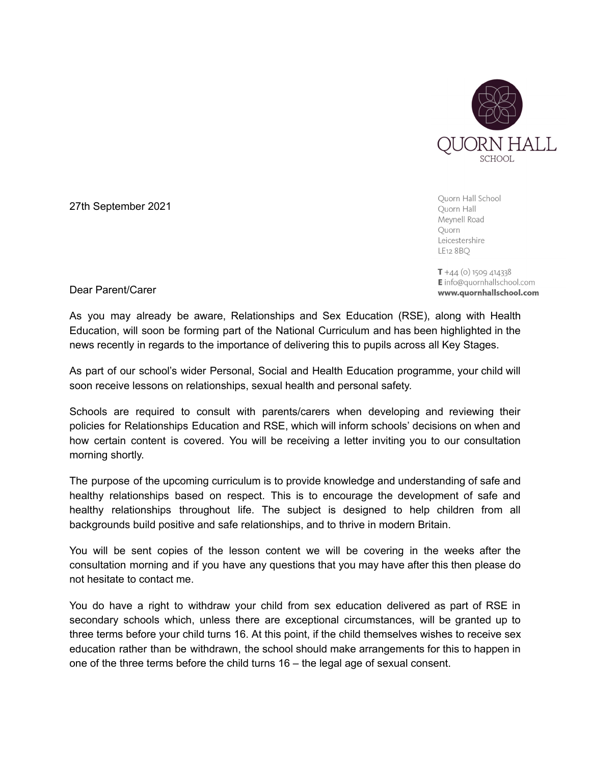QUORN HALL
SCHOOL

Quorn Hall School
Quorn Hall
Meynell Road
Quorn
Leicestershire
LE12 8BQ

**T** +44 (0) 1509 414338
**E** info@quornhallschool.com
**www.quornhallschool.com**

27th September 2021

Dear Parent/Carer

As you may already be aware, Relationships and Sex Education (RSE), along with Health Education, will soon be forming part of the National Curriculum and has been highlighted in the news recently in regards to the importance of delivering this to pupils across all Key Stages.

As part of our school's wider Personal, Social and Health Education programme, your child will soon receive lessons on relationships, sexual health and personal safety.

Schools are required to consult with parents/carers when developing and reviewing their policies for Relationships Education and RSE, which will inform schools' decisions on when and how certain content is covered. You will be receiving a letter inviting you to our consultation morning shortly.

The purpose of the upcoming curriculum is to provide knowledge and understanding of safe and healthy relationships based on respect. This is to encourage the development of safe and healthy relationships throughout life. The subject is designed to help children from all backgrounds build positive and safe relationships, and to thrive in modern Britain.

You will be sent copies of the lesson content we will be covering in the weeks after the consultation morning and if you have any questions that you may have after this then please do not hesitate to contact me.

You do have a right to withdraw your child from sex education delivered as part of RSE in secondary schools which, unless there are exceptional circumstances, will be granted up to three terms before your child turns 16. At this point, if the child themselves wishes to receive sex education rather than be withdrawn, the school should make arrangements for this to happen in one of the three terms before the child turns 16 – the legal age of sexual consent.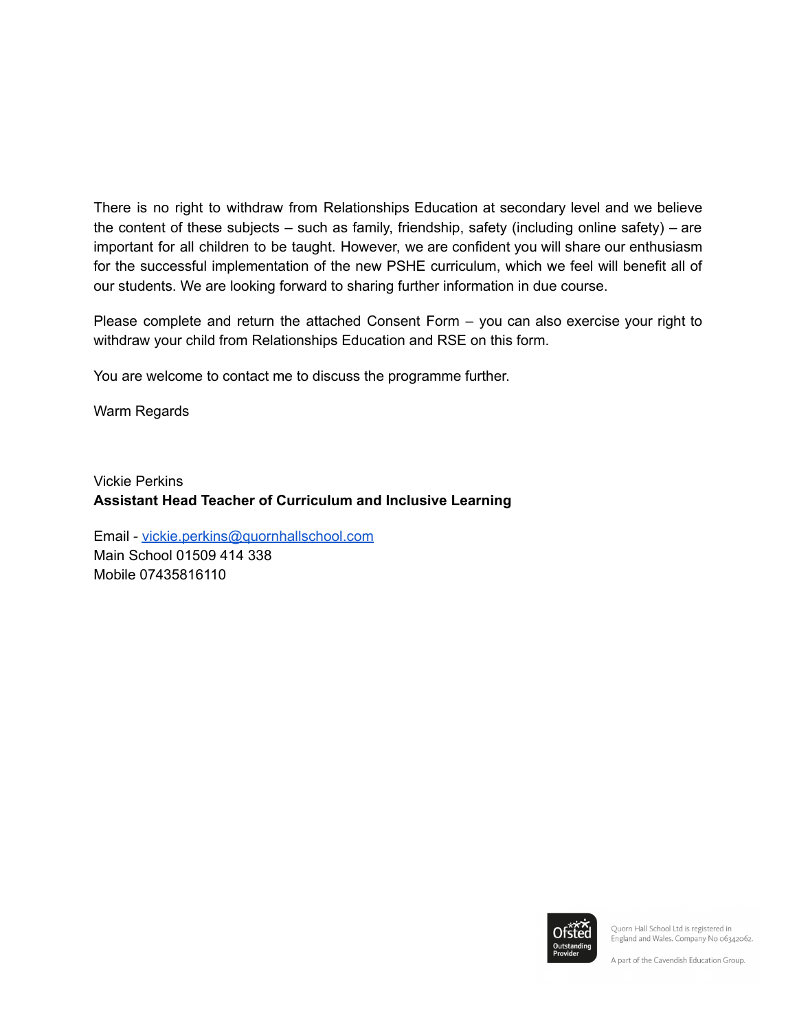There is no right to withdraw from Relationships Education at secondary level and we believe the content of these subjects – such as family, friendship, safety (including online safety) – are important for all children to be taught. However, we are confident you will share our enthusiasm for the successful implementation of the new PSHE curriculum, which we feel will benefit all of our students. We are looking forward to sharing further information in due course.

Please complete and return the attached Consent Form – you can also exercise your right to withdraw your child from Relationships Education and RSE on this form.

You are welcome to contact me to discuss the programme further.

Warm Regards

Vickie Perkins
**Assistant Head Teacher of Curriculum and Inclusive Learning**

Email - vickie.perkins@quornhallschool.com
Main School 01509 414 338
Mobile 07435816110

Ofsted Outstanding Provider

Quorn Hall School Ltd is registered in England and Wales. Company No 06342062.

A part of the Cavendish Education Group.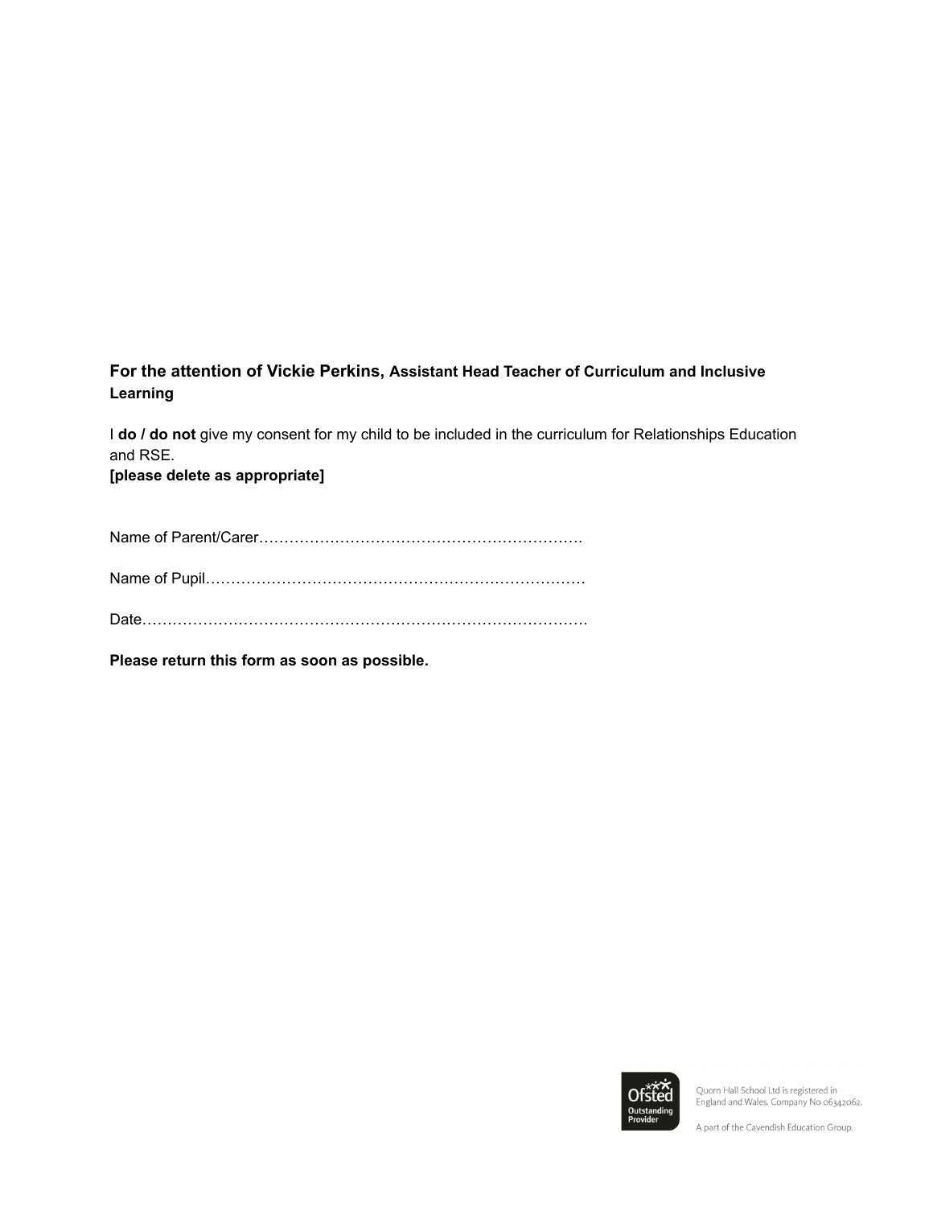**For the attention of Vickie Perkins, Assistant Head Teacher of Curriculum and Inclusive Learning**

I **do / do not** give my consent for my child to be included in the curriculum for Relationships Education and RSE.
**[please delete as appropriate]**

Name of Parent/Carer……………………………………………………………

Name of Pupil…………………………………………………………………

Date……………………………………………………………………………

**Please return this form as soon as possible.**

Quorn Hall School Ltd is registered in England and Wales. Company No 06342062.

A part of the Cavendish Education Group.